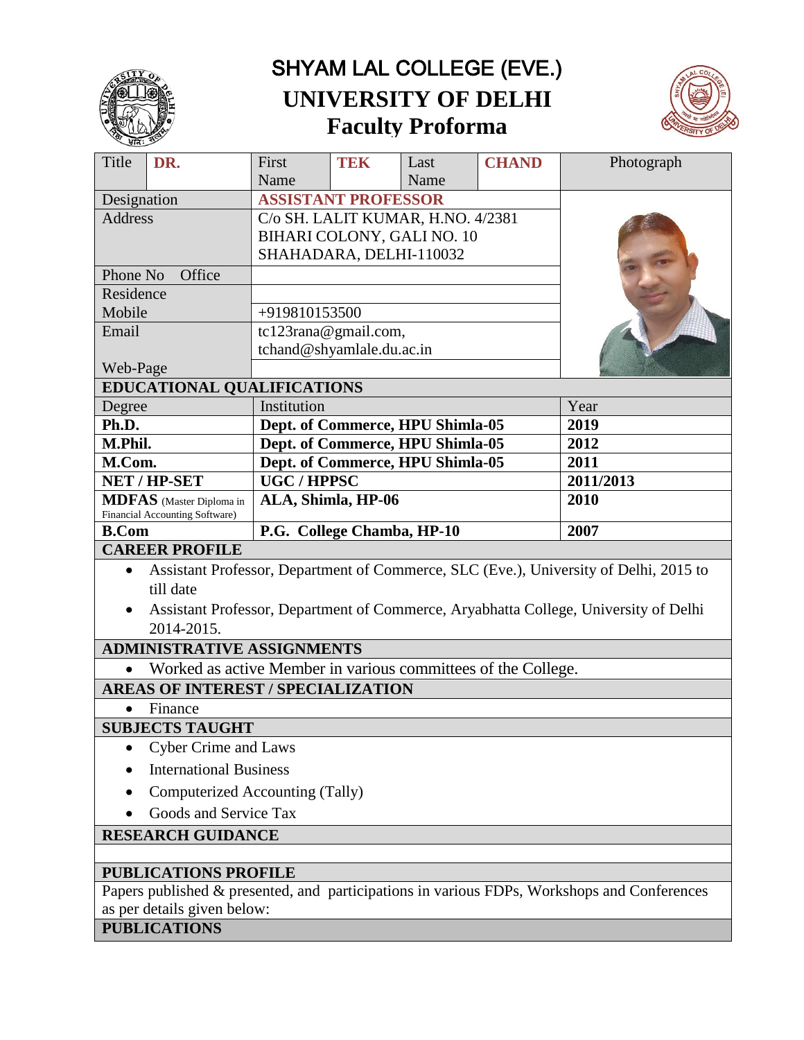# SHYAM LAL COLLEGE (EVE.)

# UNIVERSITY OF DELHI

## Faculty Proforma

| Title | DR. | First Name | TEK | Last Name | CHAND | Photograph |
|---|---|---|---|---|---|---|
| Designation | | ASSISTANT PROFESSOR | | | | |
| Address | | C/o SH. LALIT KUMAR, H.NO. 4/2381 BIHARI COLONY, GALI NO. 10 SHAHADARA, DELHI-110032 | | | | |
| Phone No Office | | | | | | |
| Residence | | | | | | |
| Mobile | | +919810153500 | | | | |
| Email | | tc123rana@gmail.com, tchand@shyamlale.du.ac.in | | | | |
| Web-Page | | | | | | |

**EDUCATIONAL QUALIFICATIONS**

| Degree | Institution | Year |
|---|---|---|
| **Ph.D.** | **Dept. of Commerce, HPU Shimla-05** | **2019** |
| **M.Phil.** | **Dept. of Commerce, HPU Shimla-05** | **2012** |
| **M.Com.** | **Dept. of Commerce, HPU Shimla-05** | **2011** |
| **NET / HP-SET** | **UGC / HPPSC** | **2011/2013** |
| **MDFAS** (Master Diploma in Financial Accounting Software) | **ALA, Shimla, HP-06** | **2010** |
| **B.Com** | **P.G. College Chamba, HP-10** | **2007** |

**CAREER PROFILE**

- Assistant Professor, Department of Commerce, SLC (Eve.), University of Delhi, 2015 to till date
- Assistant Professor, Department of Commerce, Aryabhatta College, University of Delhi 2014-2015.

**ADMINISTRATIVE ASSIGNMENTS**

- Worked as active Member in various committees of the College.

**AREAS OF INTEREST / SPECIALIZATION**

- Finance

**SUBJECTS TAUGHT**

- Cyber Crime and Laws
- International Business
- Computerized Accounting (Tally)
- Goods and Service Tax

**RESEARCH GUIDANCE**

**PUBLICATIONS PROFILE**

Papers published & presented, and participations in various FDPs, Workshops and Conferences as per details given below:

**PUBLICATIONS**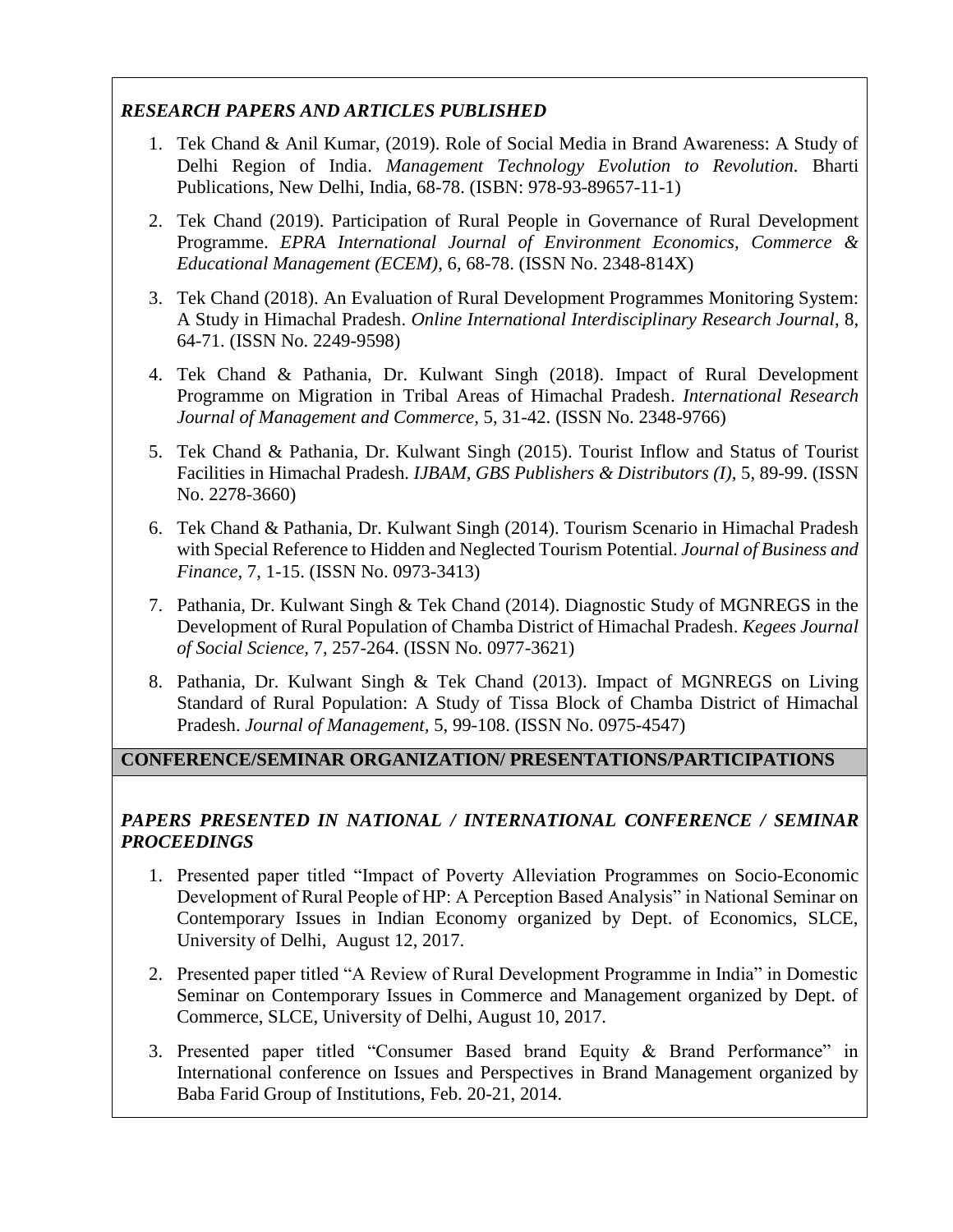### *RESEARCH PAPERS AND ARTICLES PUBLISHED*

1. Tek Chand & Anil Kumar, (2019). Role of Social Media in Brand Awareness: A Study of Delhi Region of India. *Management Technology Evolution to Revolution.* Bharti Publications, New Delhi, India, 68-78. (ISBN: 978-93-89657-11-1)
2. Tek Chand (2019). Participation of Rural People in Governance of Rural Development Programme. *EPRA International Journal of Environment Economics, Commerce & Educational Management (ECEM)*, 6, 68-78. (ISSN No. 2348-814X)
3. Tek Chand (2018). An Evaluation of Rural Development Programmes Monitoring System: A Study in Himachal Pradesh. *Online International Interdisciplinary Research Journal*, 8, 64-71. (ISSN No. 2249-9598)
4. Tek Chand & Pathania, Dr. Kulwant Singh (2018). Impact of Rural Development Programme on Migration in Tribal Areas of Himachal Pradesh. *International Research Journal of Management and Commerce*, 5, 31-42. (ISSN No. 2348-9766)
5. Tek Chand & Pathania, Dr. Kulwant Singh (2015). Tourist Inflow and Status of Tourist Facilities in Himachal Pradesh. *IJBAM, GBS Publishers & Distributors (I)*, 5, 89-99. (ISSN No. 2278-3660)
6. Tek Chand & Pathania, Dr. Kulwant Singh (2014). Tourism Scenario in Himachal Pradesh with Special Reference to Hidden and Neglected Tourism Potential. *Journal of Business and Finance*, 7, 1-15. (ISSN No. 0973-3413)
7. Pathania, Dr. Kulwant Singh & Tek Chand (2014). Diagnostic Study of MGNREGS in the Development of Rural Population of Chamba District of Himachal Pradesh. *Kegees Journal of Social Science*, 7, 257-264. (ISSN No. 0977-3621)
8. Pathania, Dr. Kulwant Singh & Tek Chand (2013). Impact of MGNREGS on Living Standard of Rural Population: A Study of Tissa Block of Chamba District of Himachal Pradesh. *Journal of Management*, 5, 99-108. (ISSN No. 0975-4547)

## CONFERENCE/SEMINAR ORGANIZATION/ PRESENTATIONS/PARTICIPATIONS

### *PAPERS PRESENTED IN NATIONAL / INTERNATIONAL CONFERENCE / SEMINAR PROCEEDINGS*

1. Presented paper titled "Impact of Poverty Alleviation Programmes on Socio-Economic Development of Rural People of HP: A Perception Based Analysis" in National Seminar on Contemporary Issues in Indian Economy organized by Dept. of Economics, SLCE, University of Delhi, August 12, 2017.
2. Presented paper titled "A Review of Rural Development Programme in India" in Domestic Seminar on Contemporary Issues in Commerce and Management organized by Dept. of Commerce, SLCE, University of Delhi, August 10, 2017.
3. Presented paper titled "Consumer Based brand Equity & Brand Performance" in International conference on Issues and Perspectives in Brand Management organized by Baba Farid Group of Institutions, Feb. 20-21, 2014.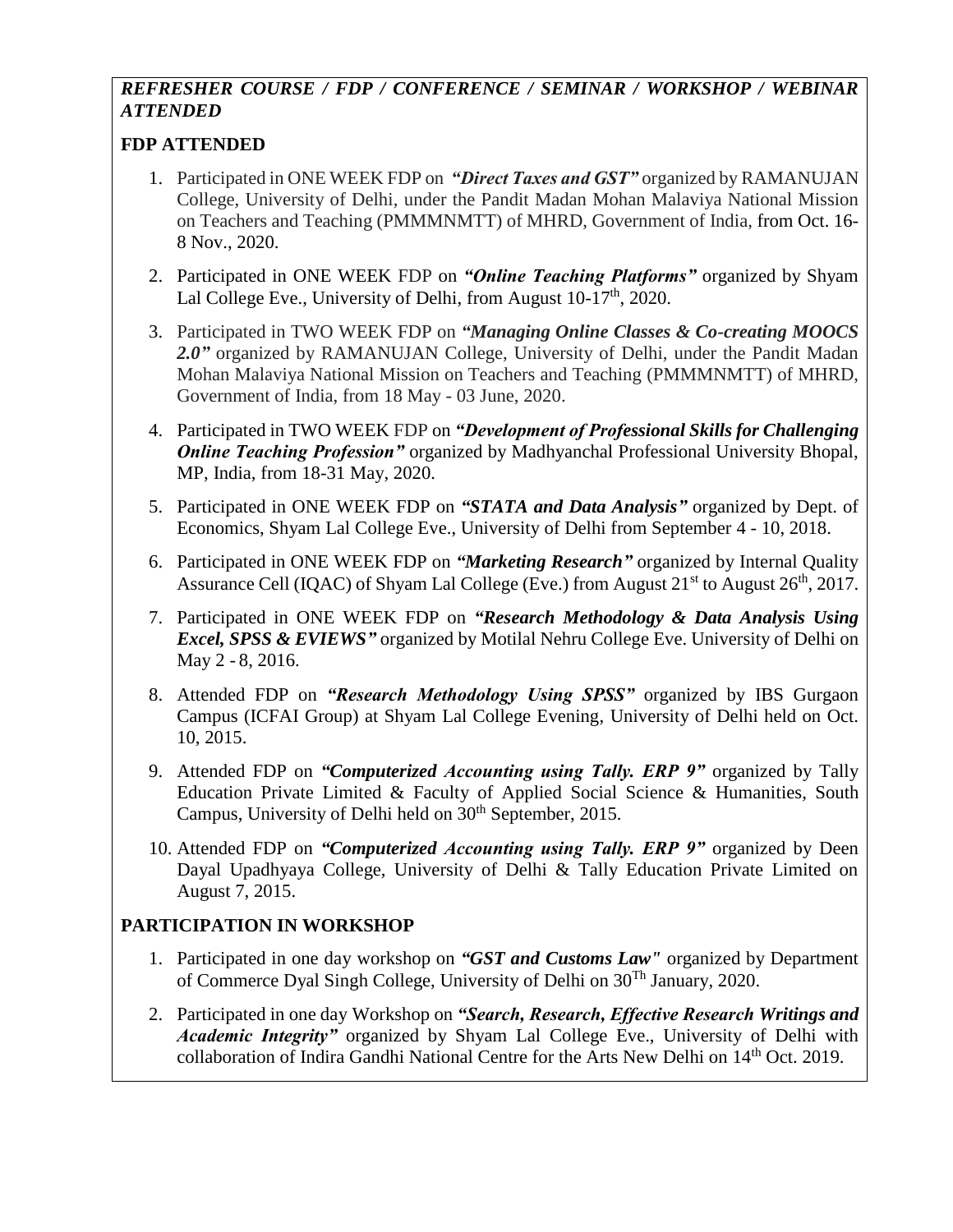***REFRESHER COURSE / FDP / CONFERENCE / SEMINAR / WORKSHOP / WEBINAR ATTENDED***

**FDP ATTENDED**

1. Participated in ONE WEEK FDP on ***"Direct Taxes and GST"*** organized by RAMANUJAN College, University of Delhi, under the Pandit Madan Mohan Malaviya National Mission on Teachers and Teaching (PMMMNMTT) of MHRD, Government of India, from Oct. 16-8 Nov., 2020.
2. Participated in ONE WEEK FDP on ***"Online Teaching Platforms"*** organized by Shyam Lal College Eve., University of Delhi, from August 10-17th, 2020.
3. Participated in TWO WEEK FDP on ***"Managing Online Classes & Co-creating MOOCS 2.0"*** organized by RAMANUJAN College, University of Delhi, under the Pandit Madan Mohan Malaviya National Mission on Teachers and Teaching (PMMMNMTT) of MHRD, Government of India, from 18 May - 03 June, 2020.
4. Participated in TWO WEEK FDP on ***"Development of Professional Skills for Challenging Online Teaching Profession"*** organized by Madhyanchal Professional University Bhopal, MP, India, from 18-31 May, 2020.
5. Participated in ONE WEEK FDP on ***"STATA and Data Analysis"*** organized by Dept. of Economics, Shyam Lal College Eve., University of Delhi from September 4 - 10, 2018.
6. Participated in ONE WEEK FDP on ***"Marketing Research"*** organized by Internal Quality Assurance Cell (IQAC) of Shyam Lal College (Eve.) from August 21st to August 26th, 2017.
7. Participated in ONE WEEK FDP on ***"Research Methodology & Data Analysis Using Excel, SPSS & EVIEWS"*** organized by Motilal Nehru College Eve. University of Delhi on May 2 - 8, 2016.
8. Attended FDP on ***"Research Methodology Using SPSS"*** organized by IBS Gurgaon Campus (ICFAI Group) at Shyam Lal College Evening, University of Delhi held on Oct. 10, 2015.
9. Attended FDP on ***"Computerized Accounting using Tally. ERP 9"*** organized by Tally Education Private Limited & Faculty of Applied Social Science & Humanities, South Campus, University of Delhi held on 30th September, 2015.
10. Attended FDP on ***"Computerized Accounting using Tally. ERP 9"*** organized by Deen Dayal Upadhyaya College, University of Delhi & Tally Education Private Limited on August 7, 2015.

**PARTICIPATION IN WORKSHOP**

1. Participated in one day workshop on ***"GST and Customs Law"*** organized by Department of Commerce Dyal Singh College, University of Delhi on 30Th January, 2020.
2. Participated in one day Workshop on ***"Search, Research, Effective Research Writings and Academic Integrity"*** organized by Shyam Lal College Eve., University of Delhi with collaboration of Indira Gandhi National Centre for the Arts New Delhi on 14th Oct. 2019.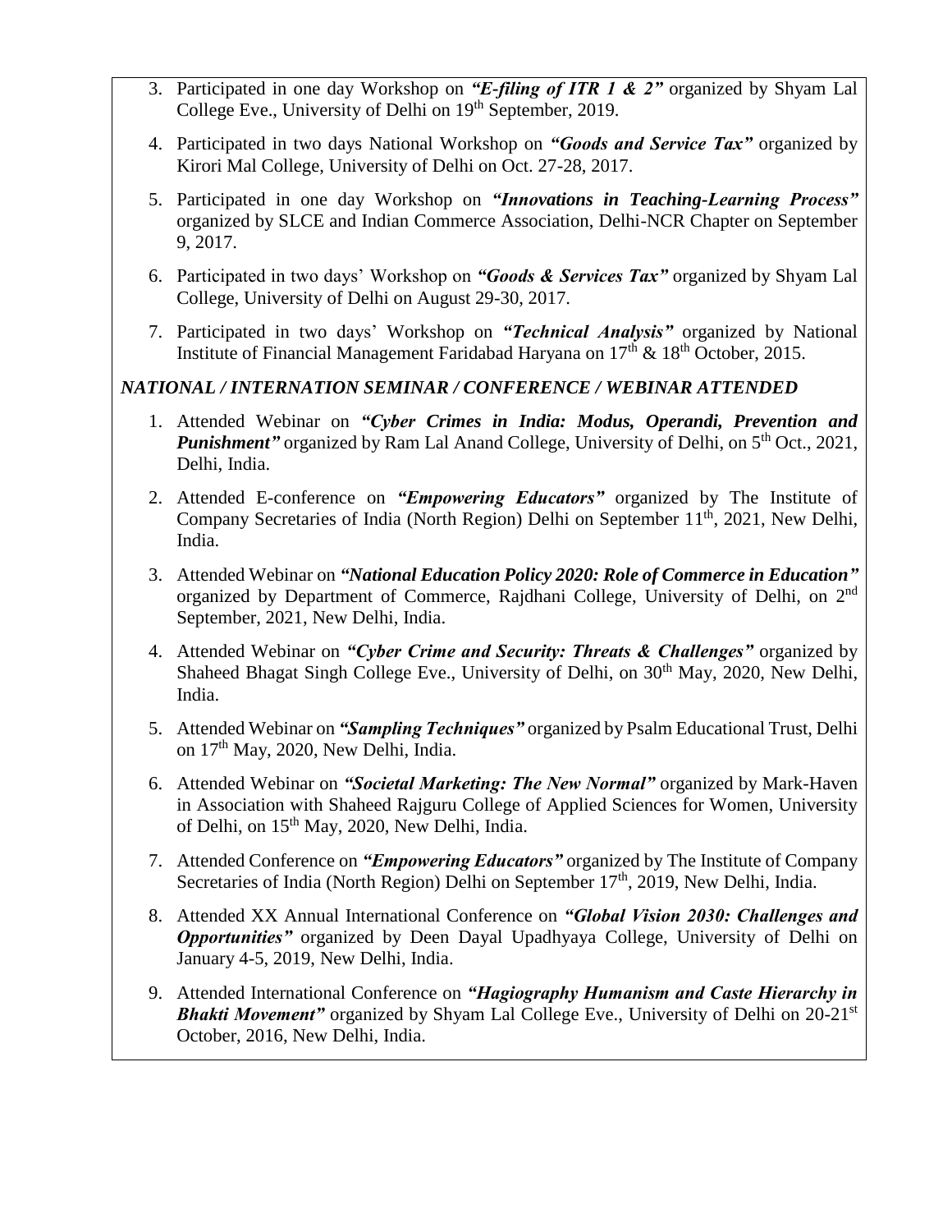3. Participated in one day Workshop on ***"E-filing of ITR 1 & 2"*** organized by Shyam Lal College Eve., University of Delhi on 19th September, 2019.

4. Participated in two days National Workshop on ***"Goods and Service Tax"*** organized by Kirori Mal College, University of Delhi on Oct. 27-28, 2017.

5. Participated in one day Workshop on ***"Innovations in Teaching-Learning Process"*** organized by SLCE and Indian Commerce Association, Delhi-NCR Chapter on September 9, 2017.

6. Participated in two days' Workshop on ***"Goods & Services Tax"*** organized by Shyam Lal College, University of Delhi on August 29-30, 2017.

7. Participated in two days' Workshop on ***"Technical Analysis"*** organized by National Institute of Financial Management Faridabad Haryana on 17th & 18th October, 2015.

***NATIONAL / INTERNATION SEMINAR / CONFERENCE / WEBINAR ATTENDED***

1. Attended Webinar on ***"Cyber Crimes in India: Modus, Operandi, Prevention and Punishment"*** organized by Ram Lal Anand College, University of Delhi, on 5th Oct., 2021, Delhi, India.

2. Attended E-conference on ***"Empowering Educators"*** organized by The Institute of Company Secretaries of India (North Region) Delhi on September 11th, 2021, New Delhi, India.

3. Attended Webinar on ***"National Education Policy 2020: Role of Commerce in Education"*** organized by Department of Commerce, Rajdhani College, University of Delhi, on 2nd September, 2021, New Delhi, India.

4. Attended Webinar on ***"Cyber Crime and Security: Threats & Challenges"*** organized by Shaheed Bhagat Singh College Eve., University of Delhi, on 30th May, 2020, New Delhi, India.

5. Attended Webinar on ***"Sampling Techniques"*** organized by Psalm Educational Trust, Delhi on 17th May, 2020, New Delhi, India.

6. Attended Webinar on ***"Societal Marketing: The New Normal"*** organized by Mark-Haven in Association with Shaheed Rajguru College of Applied Sciences for Women, University of Delhi, on 15th May, 2020, New Delhi, India.

7. Attended Conference on ***"Empowering Educators"*** organized by The Institute of Company Secretaries of India (North Region) Delhi on September 17th, 2019, New Delhi, India.

8. Attended XX Annual International Conference on ***"Global Vision 2030: Challenges and Opportunities"*** organized by Deen Dayal Upadhyaya College, University of Delhi on January 4-5, 2019, New Delhi, India.

9. Attended International Conference on ***"Hagiography Humanism and Caste Hierarchy in Bhakti Movement"*** organized by Shyam Lal College Eve., University of Delhi on 20-21st October, 2016, New Delhi, India.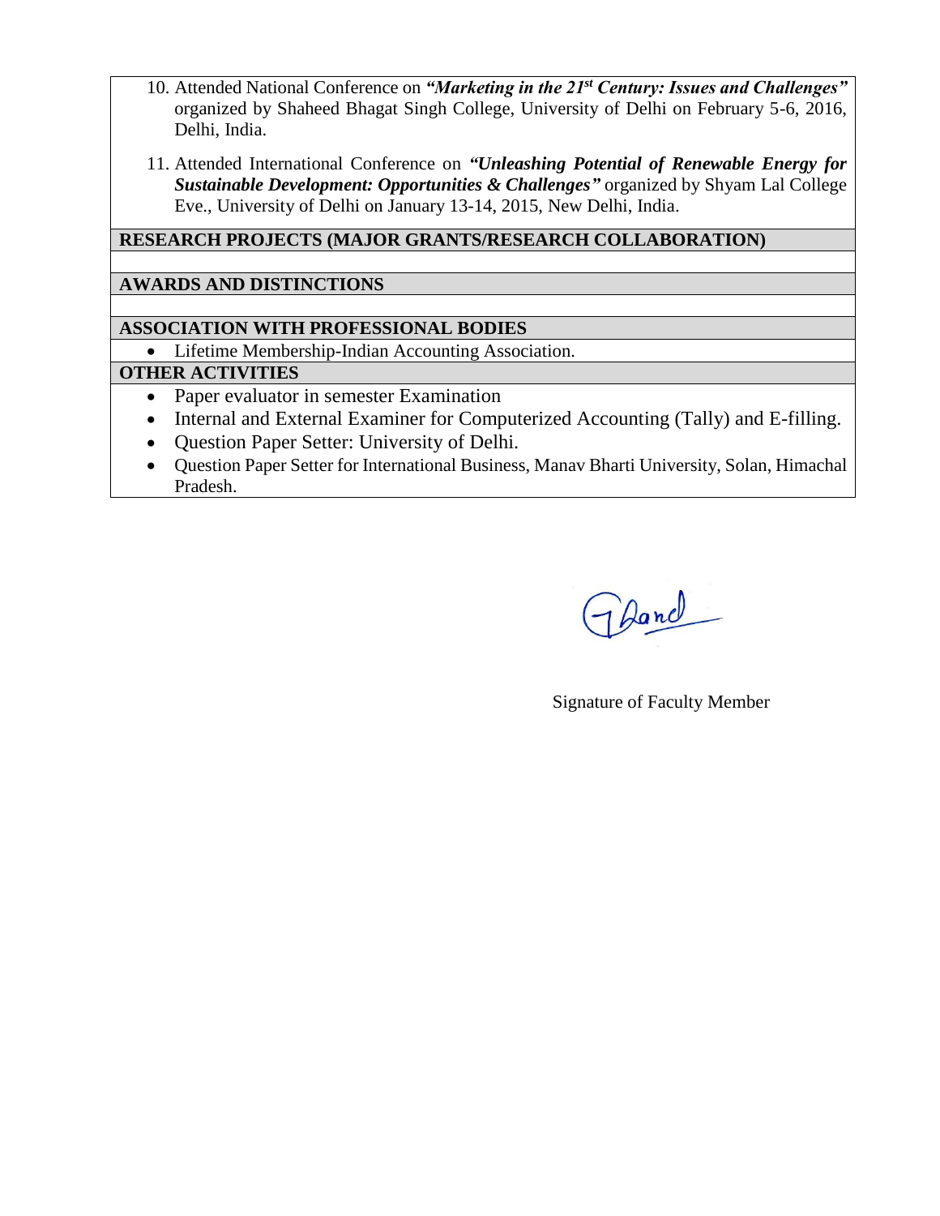10. Attended National Conference on ***"Marketing in the 21st Century: Issues and Challenges"*** organized by Shaheed Bhagat Singh College, University of Delhi on February 5-6, 2016, Delhi, India.

11. Attended International Conference on ***"Unleashing Potential of Renewable Energy for Sustainable Development: Opportunities & Challenges"*** organized by Shyam Lal College Eve., University of Delhi on January 13-14, 2015, New Delhi, India.

## RESEARCH PROJECTS (MAJOR GRANTS/RESEARCH COLLABORATION)

## AWARDS AND DISTINCTIONS

## ASSOCIATION WITH PROFESSIONAL BODIES

- Lifetime Membership-Indian Accounting Association.

## OTHER ACTIVITIES

- Paper evaluator in semester Examination
- Internal and External Examiner for Computerized Accounting (Tally) and E-filling.
- Question Paper Setter: University of Delhi.
- Question Paper Setter for International Business, Manav Bharti University, Solan, Himachal Pradesh.

Signature of Faculty Member